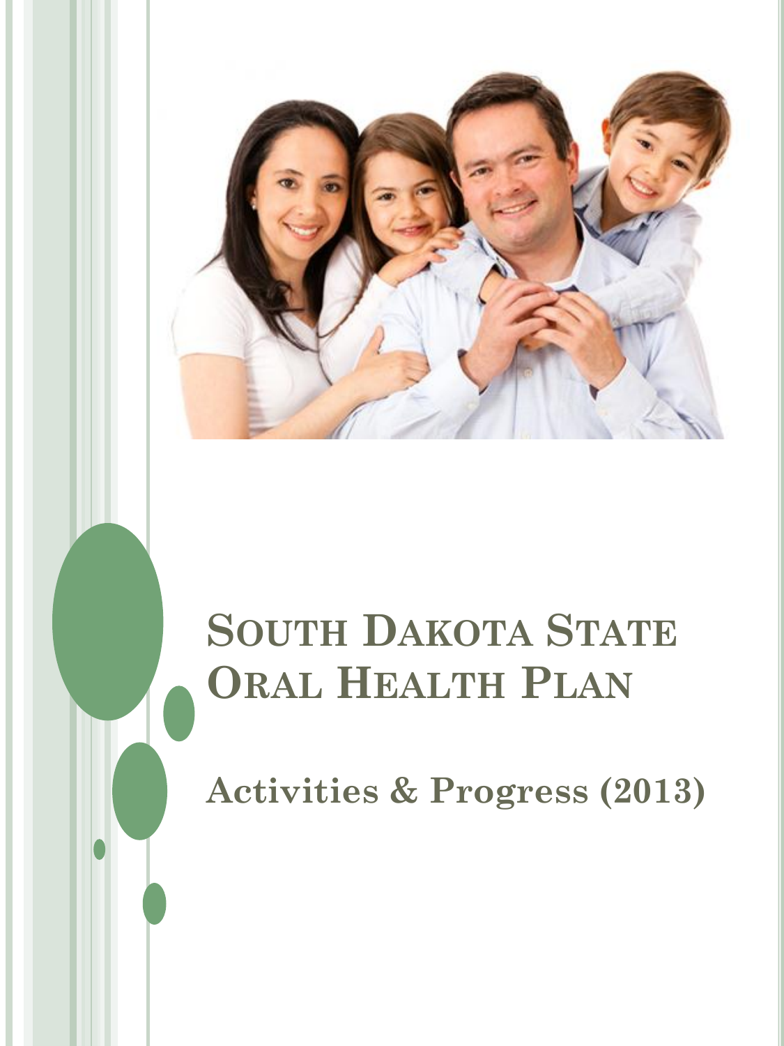# South Dakota State Oral Health Plan

## Activities & Progress (2013)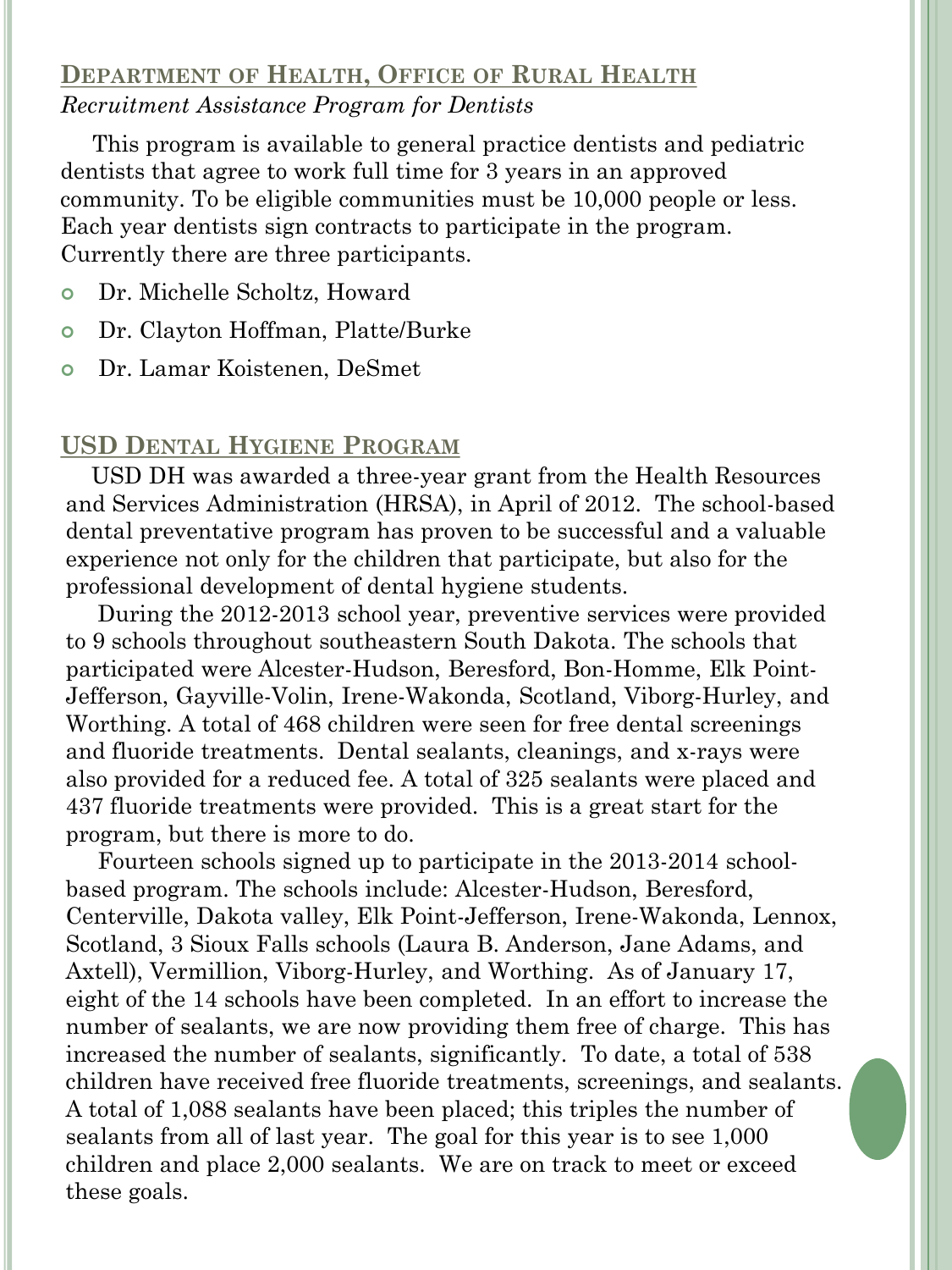## Department of Health, Office of Rural Health

*Recruitment Assistance Program for Dentists*

This program is available to general practice dentists and pediatric dentists that agree to work full time for 3 years in an approved community. To be eligible communities must be 10,000 people or less. Each year dentists sign contracts to participate in the program. Currently there are three participants.

- Dr. Michelle Scholtz, Howard
- Dr. Clayton Hoffman, Platte/Burke
- Dr. Lamar Koistenen, DeSmet

## USD Dental Hygiene Program

USD DH was awarded a three-year grant from the Health Resources and Services Administration (HRSA), in April of 2012. The school-based dental preventative program has proven to be successful and a valuable experience not only for the children that participate, but also for the professional development of dental hygiene students.

During the 2012-2013 school year, preventive services were provided to 9 schools throughout southeastern South Dakota. The schools that participated were Alcester-Hudson, Beresford, Bon-Homme, Elk Point-Jefferson, Gayville-Volin, Irene-Wakonda, Scotland, Viborg-Hurley, and Worthing. A total of 468 children were seen for free dental screenings and fluoride treatments. Dental sealants, cleanings, and x-rays were also provided for a reduced fee. A total of 325 sealants were placed and 437 fluoride treatments were provided. This is a great start for the program, but there is more to do.

Fourteen schools signed up to participate in the 2013-2014 school-based program. The schools include: Alcester-Hudson, Beresford, Centerville, Dakota valley, Elk Point-Jefferson, Irene-Wakonda, Lennox, Scotland, 3 Sioux Falls schools (Laura B. Anderson, Jane Adams, and Axtell), Vermillion, Viborg-Hurley, and Worthing. As of January 17, eight of the 14 schools have been completed. In an effort to increase the number of sealants, we are now providing them free of charge. This has increased the number of sealants, significantly. To date, a total of 538 children have received free fluoride treatments, screenings, and sealants. A total of 1,088 sealants have been placed; this triples the number of sealants from all of last year. The goal for this year is to see 1,000 children and place 2,000 sealants. We are on track to meet or exceed these goals.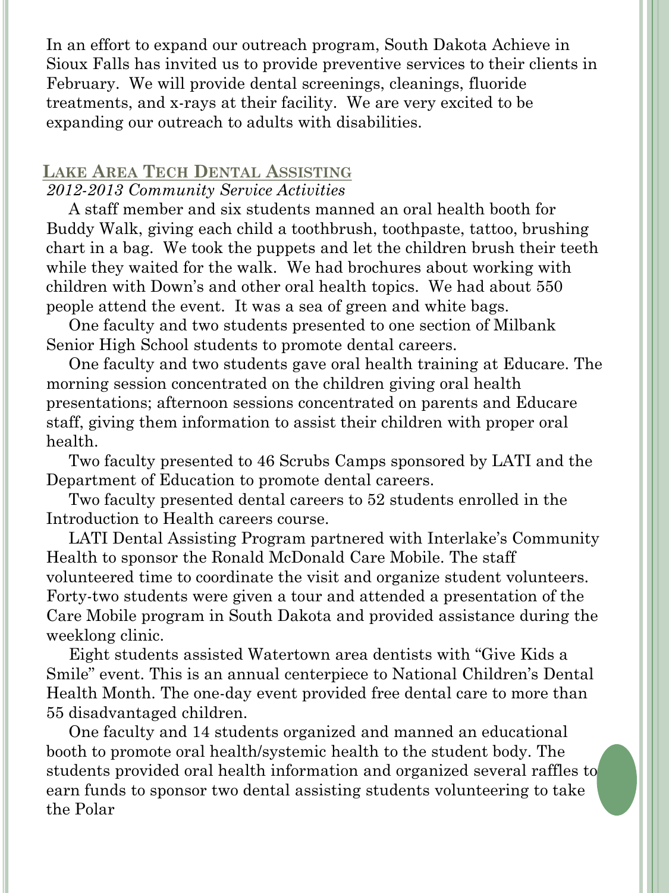In an effort to expand our outreach program, South Dakota Achieve in Sioux Falls has invited us to provide preventive services to their clients in February. We will provide dental screenings, cleanings, fluoride treatments, and x-rays at their facility. We are very excited to be expanding our outreach to adults with disabilities.

## Lake Area Tech Dental Assisting

*2012-2013 Community Service Activities*

A staff member and six students manned an oral health booth for Buddy Walk, giving each child a toothbrush, toothpaste, tattoo, brushing chart in a bag. We took the puppets and let the children brush their teeth while they waited for the walk. We had brochures about working with children with Down's and other oral health topics. We had about 550 people attend the event. It was a sea of green and white bags.

One faculty and two students presented to one section of Milbank Senior High School students to promote dental careers.

One faculty and two students gave oral health training at Educare. The morning session concentrated on the children giving oral health presentations; afternoon sessions concentrated on parents and Educare staff, giving them information to assist their children with proper oral health.

Two faculty presented to 46 Scrubs Camps sponsored by LATI and the Department of Education to promote dental careers.

Two faculty presented dental careers to 52 students enrolled in the Introduction to Health careers course.

LATI Dental Assisting Program partnered with Interlake's Community Health to sponsor the Ronald McDonald Care Mobile. The staff volunteered time to coordinate the visit and organize student volunteers. Forty-two students were given a tour and attended a presentation of the Care Mobile program in South Dakota and provided assistance during the weeklong clinic.

Eight students assisted Watertown area dentists with "Give Kids a Smile" event. This is an annual centerpiece to National Children's Dental Health Month. The one-day event provided free dental care to more than 55 disadvantaged children.

One faculty and 14 students organized and manned an educational booth to promote oral health/systemic health to the student body. The students provided oral health information and organized several raffles to earn funds to sponsor two dental assisting students volunteering to take the Polar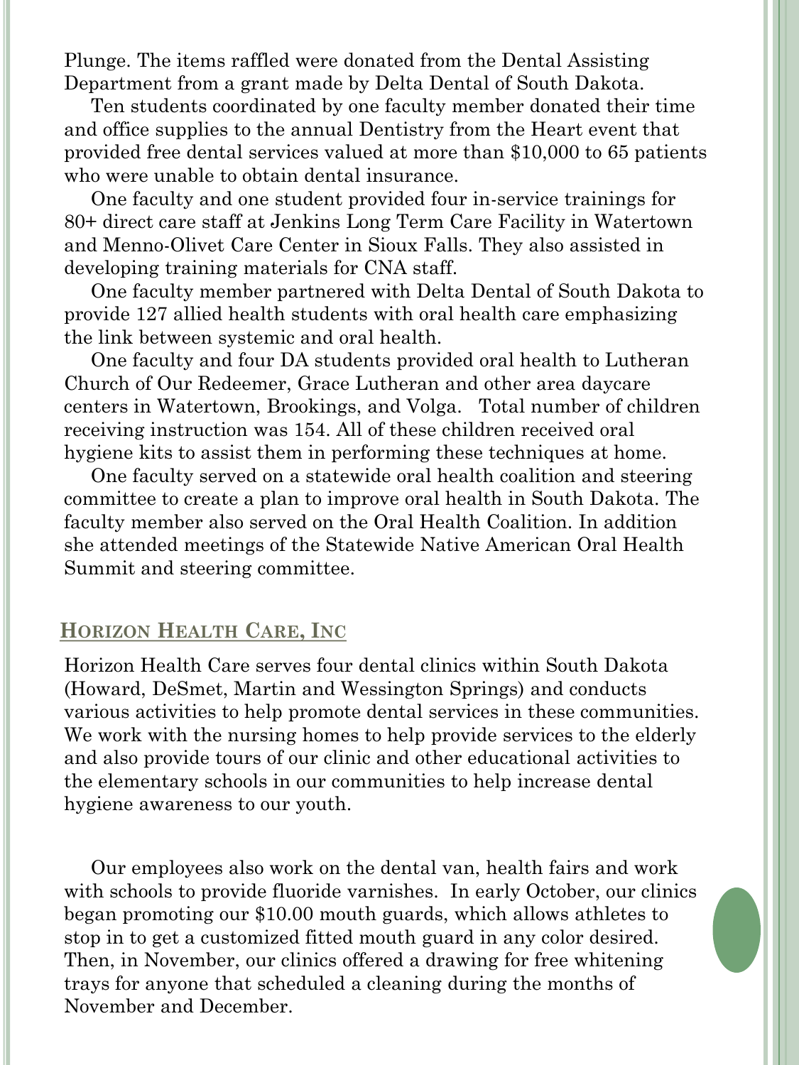Plunge. The items raffled were donated from the Dental Assisting Department from a grant made by Delta Dental of South Dakota.

Ten students coordinated by one faculty member donated their time and office supplies to the annual Dentistry from the Heart event that provided free dental services valued at more than $10,000 to 65 patients who were unable to obtain dental insurance.

One faculty and one student provided four in-service trainings for 80+ direct care staff at Jenkins Long Term Care Facility in Watertown and Menno-Olivet Care Center in Sioux Falls. They also assisted in developing training materials for CNA staff.

One faculty member partnered with Delta Dental of South Dakota to provide 127 allied health students with oral health care emphasizing the link between systemic and oral health.

One faculty and four DA students provided oral health to Lutheran Church of Our Redeemer, Grace Lutheran and other area daycare centers in Watertown, Brookings, and Volga. Total number of children receiving instruction was 154. All of these children received oral hygiene kits to assist them in performing these techniques at home.

One faculty served on a statewide oral health coalition and steering committee to create a plan to improve oral health in South Dakota. The faculty member also served on the Oral Health Coalition. In addition she attended meetings of the Statewide Native American Oral Health Summit and steering committee.

## Horizon Health Care, Inc

Horizon Health Care serves four dental clinics within South Dakota (Howard, DeSmet, Martin and Wessington Springs) and conducts various activities to help promote dental services in these communities. We work with the nursing homes to help provide services to the elderly and also provide tours of our clinic and other educational activities to the elementary schools in our communities to help increase dental hygiene awareness to our youth.

Our employees also work on the dental van, health fairs and work with schools to provide fluoride varnishes. In early October, our clinics began promoting our $10.00 mouth guards, which allows athletes to stop in to get a customized fitted mouth guard in any color desired. Then, in November, our clinics offered a drawing for free whitening trays for anyone that scheduled a cleaning during the months of November and December.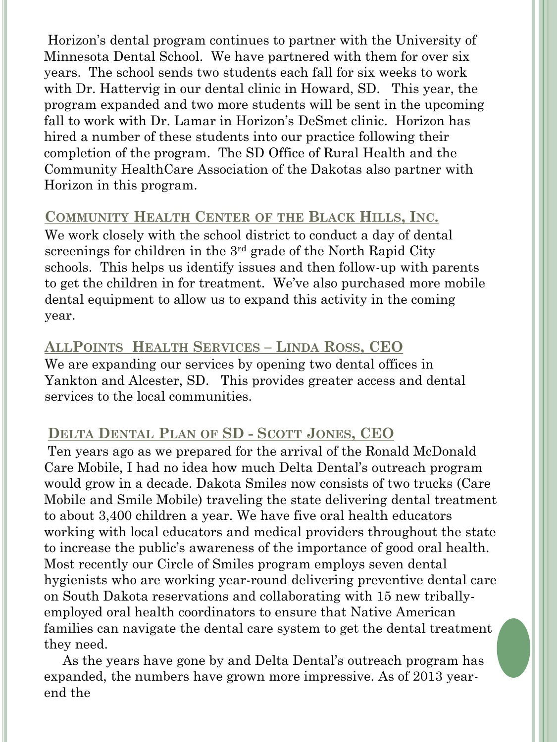Horizon's dental program continues to partner with the University of Minnesota Dental School. We have partnered with them for over six years. The school sends two students each fall for six weeks to work with Dr. Hattervig in our dental clinic in Howard, SD. This year, the program expanded and two more students will be sent in the upcoming fall to work with Dr. Lamar in Horizon's DeSmet clinic. Horizon has hired a number of these students into our practice following their completion of the program. The SD Office of Rural Health and the Community HealthCare Association of the Dakotas also partner with Horizon in this program.

## Community Health Center of the Black Hills, Inc.

We work closely with the school district to conduct a day of dental screenings for children in the 3rd grade of the North Rapid City schools. This helps us identify issues and then follow-up with parents to get the children in for treatment. We've also purchased more mobile dental equipment to allow us to expand this activity in the coming year.

## AllPoints Health Services – Linda Ross, CEO

We are expanding our services by opening two dental offices in Yankton and Alcester, SD. This provides greater access and dental services to the local communities.

## Delta Dental Plan of SD - Scott Jones, CEO

Ten years ago as we prepared for the arrival of the Ronald McDonald Care Mobile, I had no idea how much Delta Dental's outreach program would grow in a decade. Dakota Smiles now consists of two trucks (Care Mobile and Smile Mobile) traveling the state delivering dental treatment to about 3,400 children a year. We have five oral health educators working with local educators and medical providers throughout the state to increase the public's awareness of the importance of good oral health. Most recently our Circle of Smiles program employs seven dental hygienists who are working year-round delivering preventive dental care on South Dakota reservations and collaborating with 15 new tribally-employed oral health coordinators to ensure that Native American families can navigate the dental care system to get the dental treatment they need.

As the years have gone by and Delta Dental's outreach program has expanded, the numbers have grown more impressive. As of 2013 year-end the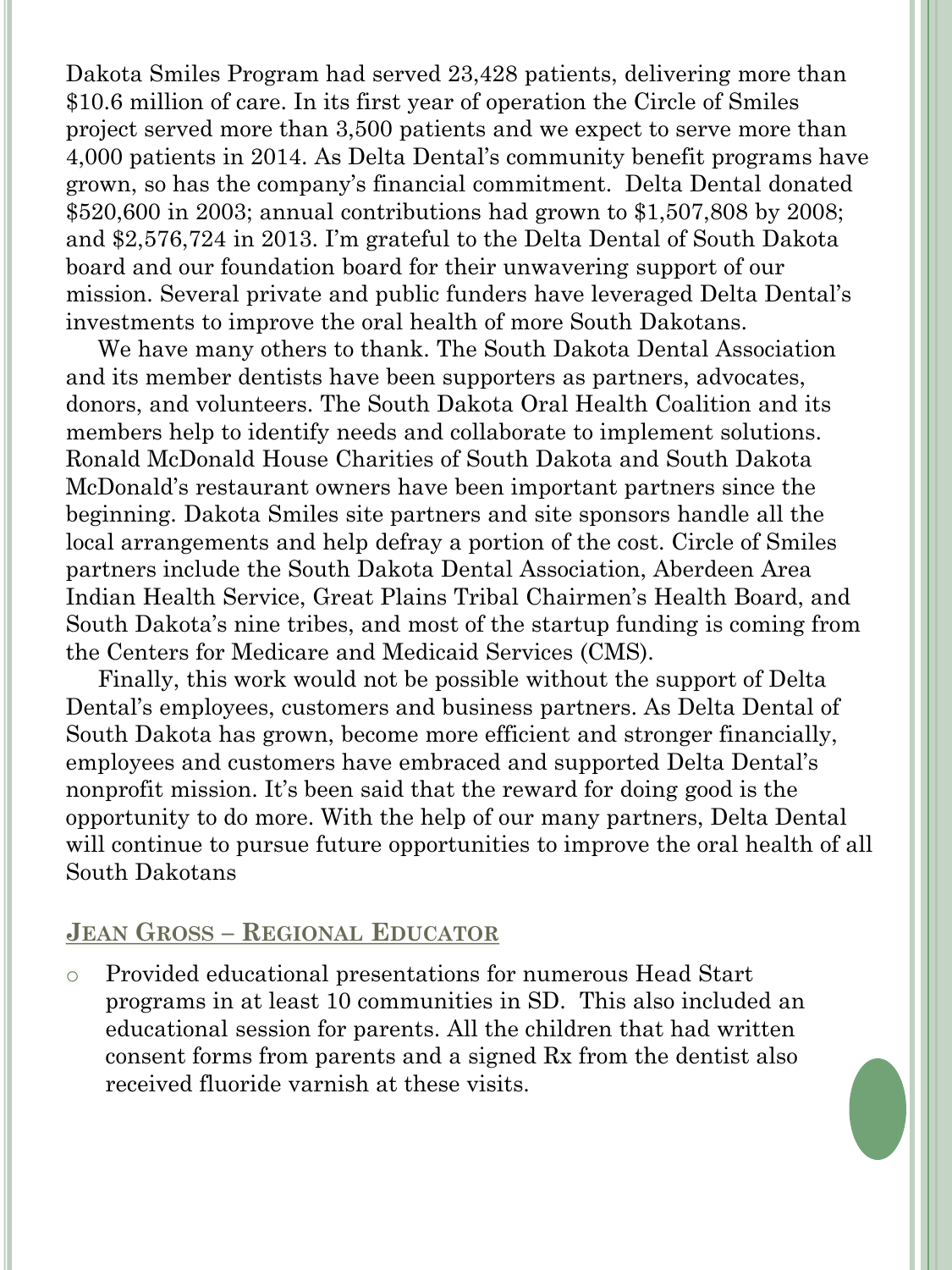Dakota Smiles Program had served 23,428 patients, delivering more than $10.6 million of care. In its first year of operation the Circle of Smiles project served more than 3,500 patients and we expect to serve more than 4,000 patients in 2014. As Delta Dental's community benefit programs have grown, so has the company's financial commitment. Delta Dental donated $520,600 in 2003; annual contributions had grown to $1,507,808 by 2008; and $2,576,724 in 2013. I'm grateful to the Delta Dental of South Dakota board and our foundation board for their unwavering support of our mission. Several private and public funders have leveraged Delta Dental's investments to improve the oral health of more South Dakotans.

We have many others to thank. The South Dakota Dental Association and its member dentists have been supporters as partners, advocates, donors, and volunteers. The South Dakota Oral Health Coalition and its members help to identify needs and collaborate to implement solutions. Ronald McDonald House Charities of South Dakota and South Dakota McDonald's restaurant owners have been important partners since the beginning. Dakota Smiles site partners and site sponsors handle all the local arrangements and help defray a portion of the cost. Circle of Smiles partners include the South Dakota Dental Association, Aberdeen Area Indian Health Service, Great Plains Tribal Chairmen's Health Board, and South Dakota's nine tribes, and most of the startup funding is coming from the Centers for Medicare and Medicaid Services (CMS).

Finally, this work would not be possible without the support of Delta Dental's employees, customers and business partners. As Delta Dental of South Dakota has grown, become more efficient and stronger financially, employees and customers have embraced and supported Delta Dental's nonprofit mission. It's been said that the reward for doing good is the opportunity to do more. With the help of our many partners, Delta Dental will continue to pursue future opportunities to improve the oral health of all South Dakotans

## Jean Gross – Regional Educator

- Provided educational presentations for numerous Head Start programs in at least 10 communities in SD. This also included an educational session for parents. All the children that had written consent forms from parents and a signed Rx from the dentist also received fluoride varnish at these visits.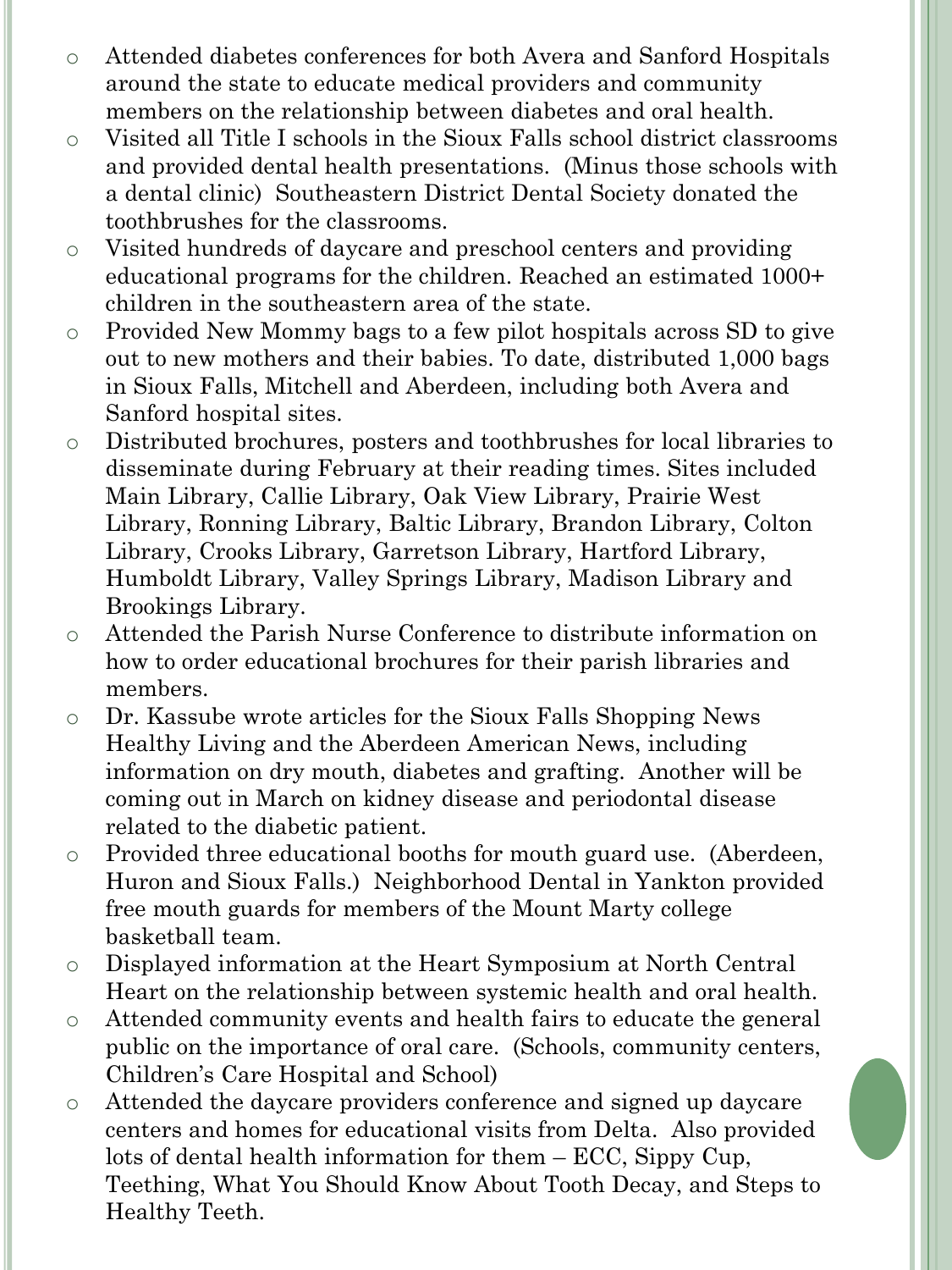- Attended diabetes conferences for both Avera and Sanford Hospitals around the state to educate medical providers and community members on the relationship between diabetes and oral health.
- Visited all Title I schools in the Sioux Falls school district classrooms and provided dental health presentations. (Minus those schools with a dental clinic) Southeastern District Dental Society donated the toothbrushes for the classrooms.
- Visited hundreds of daycare and preschool centers and providing educational programs for the children. Reached an estimated 1000+ children in the southeastern area of the state.
- Provided New Mommy bags to a few pilot hospitals across SD to give out to new mothers and their babies. To date, distributed 1,000 bags in Sioux Falls, Mitchell and Aberdeen, including both Avera and Sanford hospital sites.
- Distributed brochures, posters and toothbrushes for local libraries to disseminate during February at their reading times. Sites included Main Library, Callie Library, Oak View Library, Prairie West Library, Ronning Library, Baltic Library, Brandon Library, Colton Library, Crooks Library, Garretson Library, Hartford Library, Humboldt Library, Valley Springs Library, Madison Library and Brookings Library.
- Attended the Parish Nurse Conference to distribute information on how to order educational brochures for their parish libraries and members.
- Dr. Kassube wrote articles for the Sioux Falls Shopping News Healthy Living and the Aberdeen American News, including information on dry mouth, diabetes and grafting. Another will be coming out in March on kidney disease and periodontal disease related to the diabetic patient.
- Provided three educational booths for mouth guard use. (Aberdeen, Huron and Sioux Falls.) Neighborhood Dental in Yankton provided free mouth guards for members of the Mount Marty college basketball team.
- Displayed information at the Heart Symposium at North Central Heart on the relationship between systemic health and oral health.
- Attended community events and health fairs to educate the general public on the importance of oral care. (Schools, community centers, Children's Care Hospital and School)
- Attended the daycare providers conference and signed up daycare centers and homes for educational visits from Delta. Also provided lots of dental health information for them – ECC, Sippy Cup, Teething, What You Should Know About Tooth Decay, and Steps to Healthy Teeth.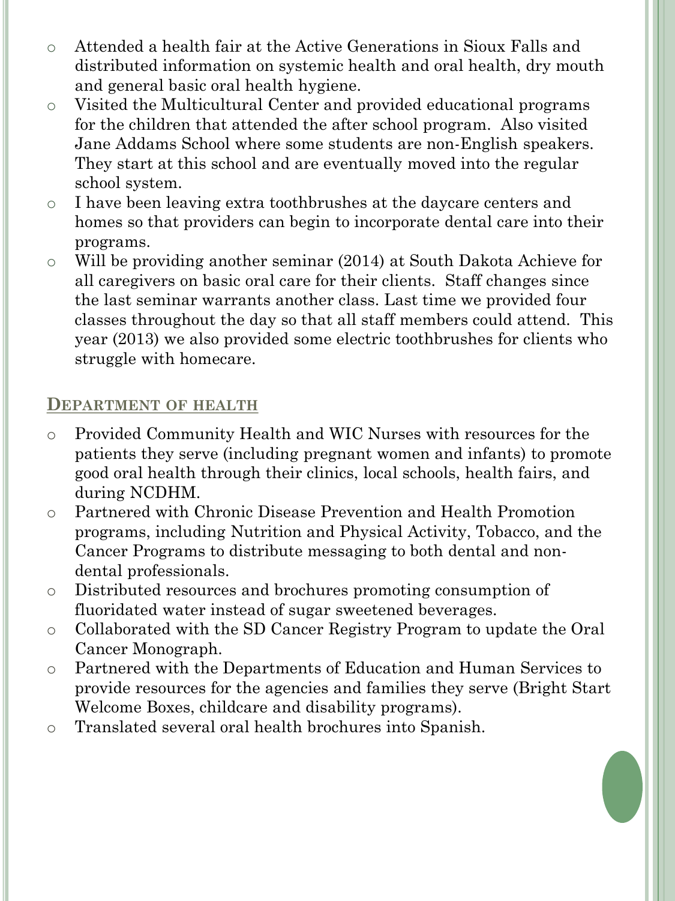- Attended a health fair at the Active Generations in Sioux Falls and distributed information on systemic health and oral health, dry mouth and general basic oral health hygiene.
- Visited the Multicultural Center and provided educational programs for the children that attended the after school program. Also visited Jane Addams School where some students are non-English speakers. They start at this school and are eventually moved into the regular school system.
- I have been leaving extra toothbrushes at the daycare centers and homes so that providers can begin to incorporate dental care into their programs.
- Will be providing another seminar (2014) at South Dakota Achieve for all caregivers on basic oral care for their clients. Staff changes since the last seminar warrants another class. Last time we provided four classes throughout the day so that all staff members could attend. This year (2013) we also provided some electric toothbrushes for clients who struggle with homecare.

## Department of health

- Provided Community Health and WIC Nurses with resources for the patients they serve (including pregnant women and infants) to promote good oral health through their clinics, local schools, health fairs, and during NCDHM.
- Partnered with Chronic Disease Prevention and Health Promotion programs, including Nutrition and Physical Activity, Tobacco, and the Cancer Programs to distribute messaging to both dental and non-dental professionals.
- Distributed resources and brochures promoting consumption of fluoridated water instead of sugar sweetened beverages.
- Collaborated with the SD Cancer Registry Program to update the Oral Cancer Monograph.
- Partnered with the Departments of Education and Human Services to provide resources for the agencies and families they serve (Bright Start Welcome Boxes, childcare and disability programs).
- Translated several oral health brochures into Spanish.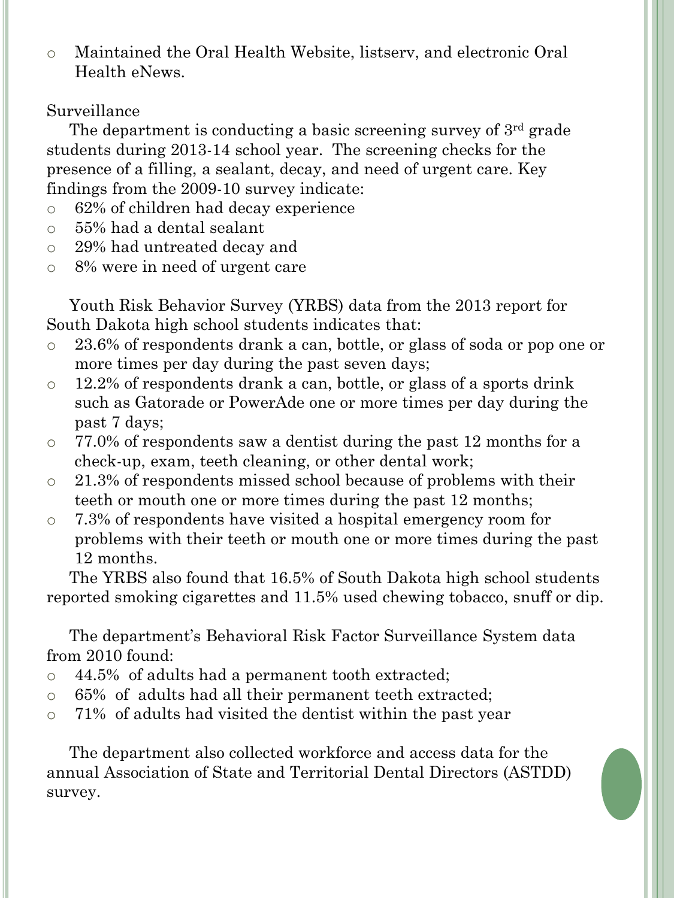- Maintained the Oral Health Website, listserv, and electronic Oral Health eNews.

Surveillance

The department is conducting a basic screening survey of 3rd grade students during 2013-14 school year. The screening checks for the presence of a filling, a sealant, decay, and need of urgent care. Key findings from the 2009-10 survey indicate:

- 62% of children had decay experience
- 55% had a dental sealant
- 29% had untreated decay and
- 8% were in need of urgent care

Youth Risk Behavior Survey (YRBS) data from the 2013 report for South Dakota high school students indicates that:

- 23.6% of respondents drank a can, bottle, or glass of soda or pop one or more times per day during the past seven days;
- 12.2% of respondents drank a can, bottle, or glass of a sports drink such as Gatorade or PowerAde one or more times per day during the past 7 days;
- 77.0% of respondents saw a dentist during the past 12 months for a check-up, exam, teeth cleaning, or other dental work;
- 21.3% of respondents missed school because of problems with their teeth or mouth one or more times during the past 12 months;
- 7.3% of respondents have visited a hospital emergency room for problems with their teeth or mouth one or more times during the past 12 months.

The YRBS also found that 16.5% of South Dakota high school students reported smoking cigarettes and 11.5% used chewing tobacco, snuff or dip.

The department's Behavioral Risk Factor Surveillance System data from 2010 found:

- 44.5% of adults had a permanent tooth extracted;
- 65% of adults had all their permanent teeth extracted;
- 71% of adults had visited the dentist within the past year

The department also collected workforce and access data for the annual Association of State and Territorial Dental Directors (ASTDD) survey.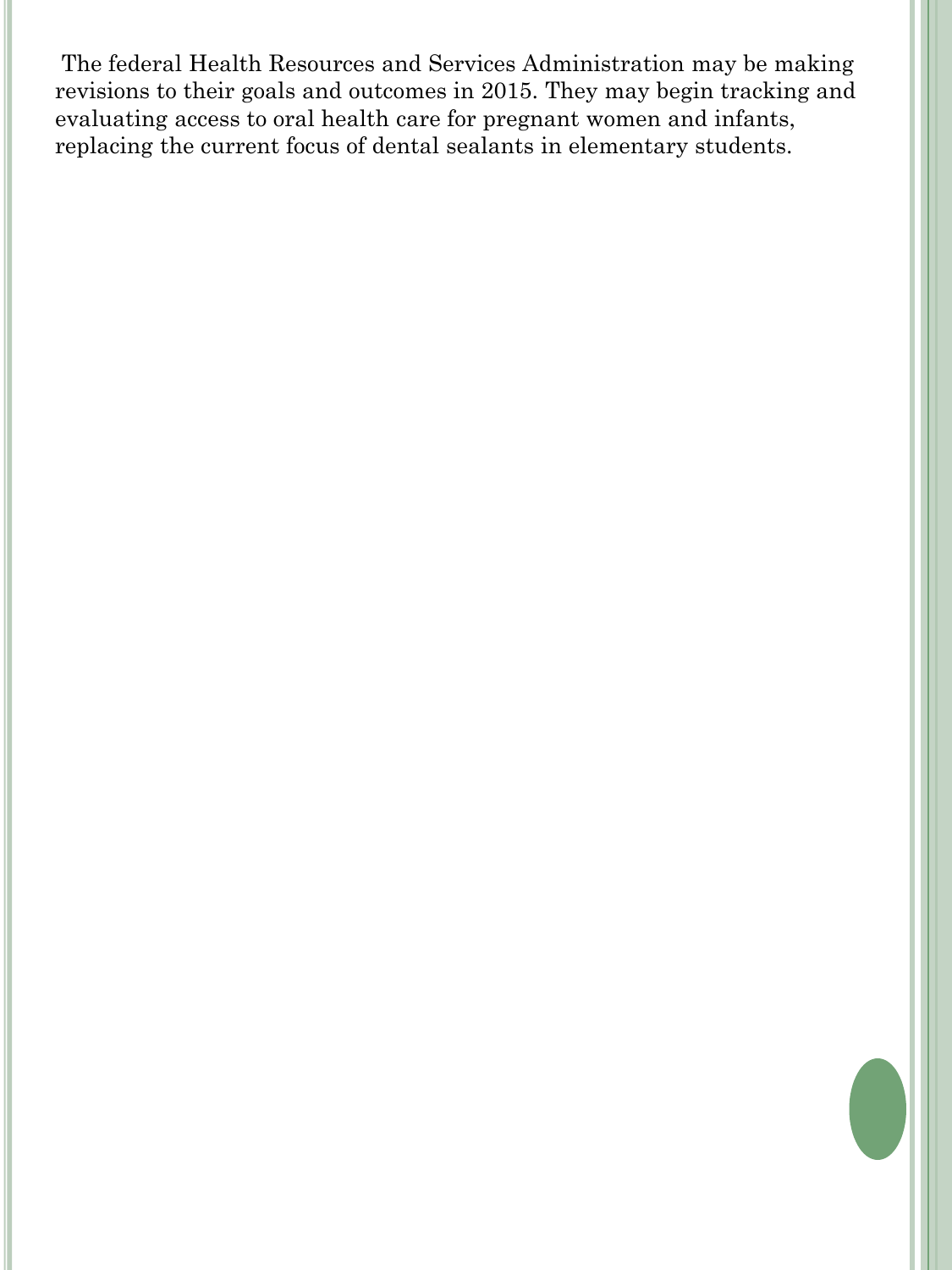The federal Health Resources and Services Administration may be making revisions to their goals and outcomes in 2015. They may begin tracking and evaluating access to oral health care for pregnant women and infants, replacing the current focus of dental sealants in elementary students.